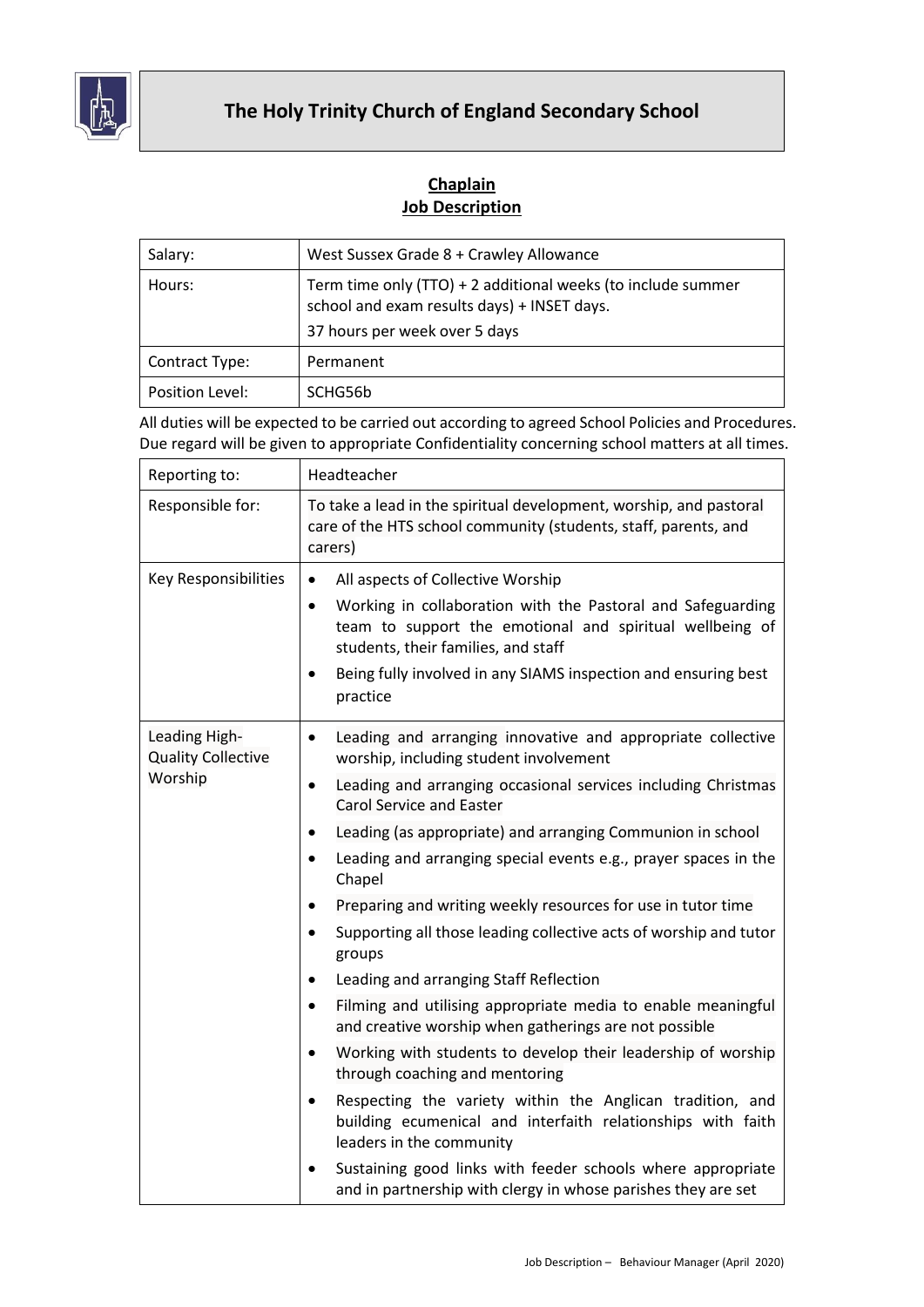# The Holy Trinity Church of England Secondary School

## Chaplain
## Job Description

| | |
|---|---|
| Salary: | West Sussex Grade 8 + Crawley Allowance |
| Hours: | Term time only (TTO) + 2 additional weeks (to include summer school and exam results days) + INSET days.<br>37 hours per week over 5 days |
| Contract Type: | Permanent |
| Position Level: | SCHG56b |

All duties will be expected to be carried out according to agreed School Policies and Procedures. Due regard will be given to appropriate Confidentiality concerning school matters at all times.

| | |
|---|---|
| Reporting to: | Headteacher |
| Responsible for: | To take a lead in the spiritual development, worship, and pastoral care of the HTS school community (students, staff, parents, and carers) |
| Key Responsibilities | • All aspects of Collective Worship<br>• Working in collaboration with the Pastoral and Safeguarding team to support the emotional and spiritual wellbeing of students, their families, and staff<br>• Being fully involved in any SIAMS inspection and ensuring best practice |
| Leading High-Quality Collective Worship | • Leading and arranging innovative and appropriate collective worship, including student involvement<br>• Leading and arranging occasional services including Christmas Carol Service and Easter<br>• Leading (as appropriate) and arranging Communion in school<br>• Leading and arranging special events e.g., prayer spaces in the Chapel<br>• Preparing and writing weekly resources for use in tutor time<br>• Supporting all those leading collective acts of worship and tutor groups<br>• Leading and arranging Staff Reflection<br>• Filming and utilising appropriate media to enable meaningful and creative worship when gatherings are not possible<br>• Working with students to develop their leadership of worship through coaching and mentoring<br>• Respecting the variety within the Anglican tradition, and building ecumenical and interfaith relationships with faith leaders in the community<br>• Sustaining good links with feeder schools where appropriate and in partnership with clergy in whose parishes they are set |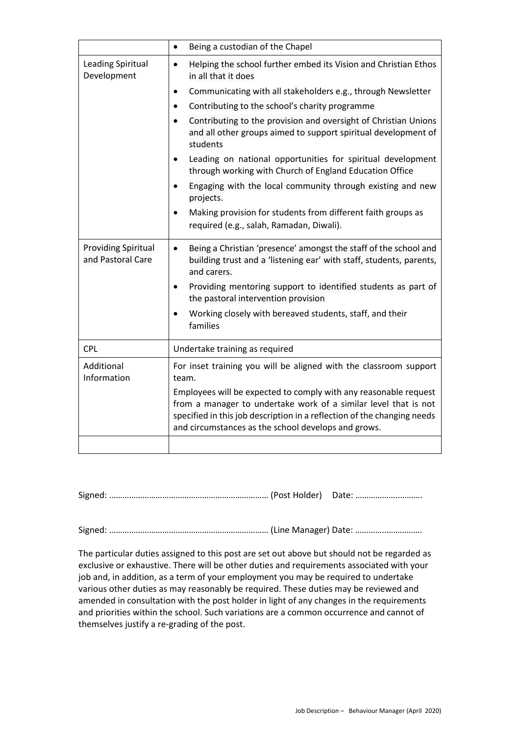| | |
|---|---|
| | • Being a custodian of the Chapel |
| Leading Spiritual Development | • Helping the school further embed its Vision and Christian Ethos in all that it does<br>• Communicating with all stakeholders e.g., through Newsletter<br>• Contributing to the school's charity programme<br>• Contributing to the provision and oversight of Christian Unions and all other groups aimed to support spiritual development of students<br>• Leading on national opportunities for spiritual development through working with Church of England Education Office<br>• Engaging with the local community through existing and new projects.<br>• Making provision for students from different faith groups as required (e.g., salah, Ramadan, Diwali). |
| Providing Spiritual and Pastoral Care | • Being a Christian 'presence' amongst the staff of the school and building trust and a 'listening ear' with staff, students, parents, and carers.<br>• Providing mentoring support to identified students as part of the pastoral intervention provision<br>• Working closely with bereaved students, staff, and their families |
| CPL | Undertake training as required |
| Additional Information | For inset training you will be aligned with the classroom support team.<br>Employees will be expected to comply with any reasonable request from a manager to undertake work of a similar level that is not specified in this job description in a reflection of the changing needs and circumstances as the school develops and grows. |
| | |

Signed: ……………………………………………………………… (Post Holder) Date: ………………………..

Signed: ……………………………………………………………… (Line Manager) Date: ………………………..

The particular duties assigned to this post are set out above but should not be regarded as exclusive or exhaustive. There will be other duties and requirements associated with your job and, in addition, as a term of your employment you may be required to undertake various other duties as may reasonably be required. These duties may be reviewed and amended in consultation with the post holder in light of any changes in the requirements and priorities within the school. Such variations are a common occurrence and cannot of themselves justify a re-grading of the post.